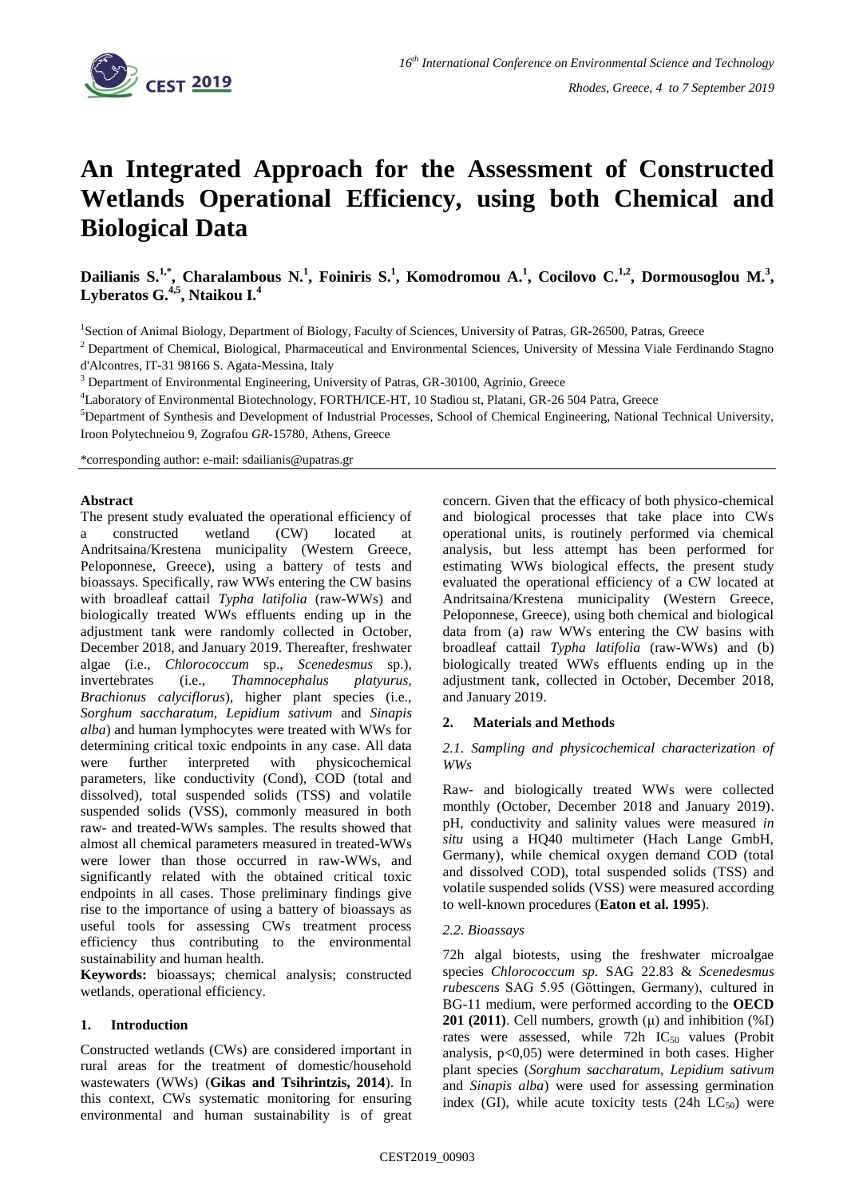# An Integrated Approach for the Assessment of Constructed Wetlands Operational Efficiency, using both Chemical and Biological Data

**Dailianis S.[1,*], Charalambous N.[1], Foiniris S.[1], Komodromou A.[1], Cocilovo C.[1,2], Dormousoglou M.[3], Lyberatos G.[4,5], Ntaikou I.[4]**

[1]Section of Animal Biology, Department of Biology, Faculty of Sciences, University of Patras, GR-26500, Patras, Greece

[2] Department of Chemical, Biological, Pharmaceutical and Environmental Sciences, University of Messina Viale Ferdinando Stagno d'Alcontres, IT-31 98166 S. Agata-Messina, Italy

[3] Department of Environmental Engineering, University of Patras, GR-30100, Agrinio, Greece

[4]Laboratory of Environmental Biotechnology, FORTH/ICE-HT, 10 Stadiou st, Platani, GR-26 504 Patra, Greece

[5]Department of Synthesis and Development of Industrial Processes, School of Chemical Engineering, National Technical University, Iroon Polytechneiou 9, Zografou *GR*-15780, Athens, Greece

*corresponding author: e-mail: sdailianis@upatras.gr

**Abstract**

The present study evaluated the operational efficiency of a constructed wetland (CW) located at Andritsaina/Krestena municipality (Western Greece, Peloponnese, Greece), using a battery of tests and bioassays. Specifically, raw WWs entering the CW basins with broadleaf cattail *Typha latifolia* (raw-WWs) and biologically treated WWs effluents ending up in the adjustment tank were randomly collected in October, December 2018, and January 2019. Thereafter, freshwater algae (i.e., *Chlorococcum* sp., *Scenedesmus* sp.), invertebrates (i.e., *Thamnocephalus platyurus, Brachionus calyciflorus*), higher plant species (i.e., *Sorghum saccharatum, Lepidium sativum* and *Sinapis alba*) and human lymphocytes were treated with WWs for determining critical toxic endpoints in any case. All data were further interpreted with physicochemical parameters, like conductivity (Cond), COD (total and dissolved), total suspended solids (TSS) and volatile suspended solids (VSS), commonly measured in both raw- and treated-WWs samples. The results showed that almost all chemical parameters measured in treated-WWs were lower than those occurred in raw-WWs, and significantly related with the obtained critical toxic endpoints in all cases. Those preliminary findings give rise to the importance of using a battery of bioassays as useful tools for assessing CWs treatment process efficiency thus contributing to the environmental sustainability and human health.

**Keywords:** bioassays; chemical analysis; constructed wetlands, operational efficiency.

## 1. Introduction

Constructed wetlands (CWs) are considered important in rural areas for the treatment of domestic/household wastewaters (WWs) (**Gikas and Tsihrintzis, 2014**). In this context, CWs systematic monitoring for ensuring environmental and human sustainability is of great concern. Given that the efficacy of both physico-chemical and biological processes that take place into CWs operational units, is routinely performed via chemical analysis, but less attempt has been performed for estimating WWs biological effects, the present study evaluated the operational efficiency of a CW located at Andritsaina/Krestena municipality (Western Greece, Peloponnese, Greece), using both chemical and biological data from (a) raw WWs entering the CW basins with broadleaf cattail *Typha latifolia* (raw-WWs) and (b) biologically treated WWs effluents ending up in the adjustment tank, collected in October, December 2018, and January 2019.

## 2. Materials and Methods

### *2.1. Sampling and physicochemical characterization of WWs*

Raw- and biologically treated WWs were collected monthly (October, December 2018 and January 2019). pH, conductivity and salinity values were measured *in situ* using a HQ40 multimeter (Hach Lange GmbH, Germany), while chemical oxygen demand COD (total and dissolved COD), total suspended solids (TSS) and volatile suspended solids (VSS) were measured according to well-known procedures (**Eaton et al. 1995**).

### *2.2. Bioassays*

72h algal biotests, using the freshwater microalgae species *Chlorococcum sp.* SAG 22.83 & *Scenedesmus rubescens* SAG 5.95 (Göttingen, Germany), cultured in BG-11 medium, were performed according to the **OECD 201 (2011)**. Cell numbers, growth ($\mu$) and inhibition (%I) rates were assessed, while 72h $IC_{50}$ values (Probit analysis, $p<0{,}05$) were determined in both cases. Higher plant species (*Sorghum saccharatum, Lepidium sativum* and *Sinapis alba*) were used for assessing germination index (GI), while acute toxicity tests (24h $LC_{50}$) were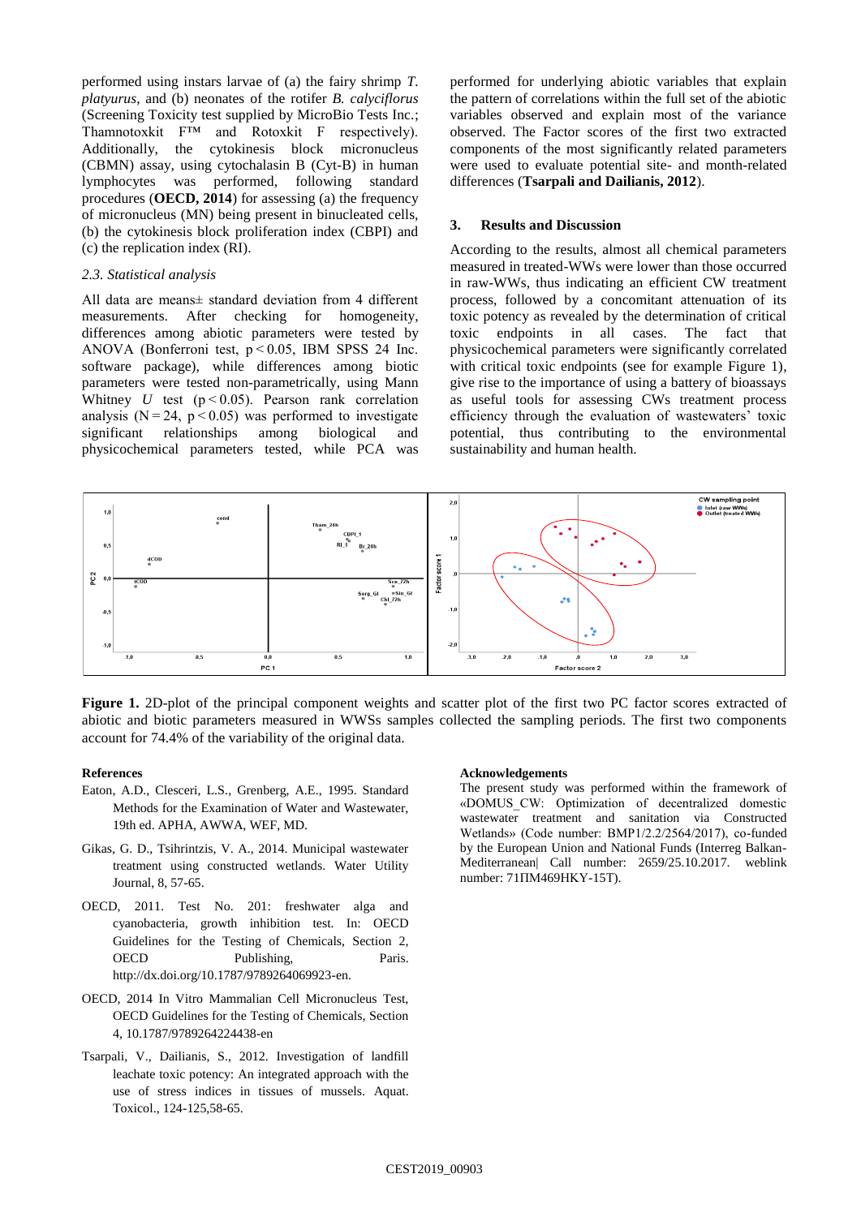performed using instars larvae of (a) the fairy shrimp *T. platyurus*, and (b) neonates of the rotifer *B. calyciflorus* (Screening Toxicity test supplied by MicroBio Tests Inc.; Thamnotoxkit F™ and Rotoxkit F respectively). Additionally, the cytokinesis block micronucleus (CBMN) assay, using cytochalasin B (Cyt-B) in human lymphocytes was performed, following standard procedures (**OECD, 2014**) for assessing (a) the frequency of micronucleus (MN) being present in binucleated cells, (b) the cytokinesis block proliferation index (CBPI) and (c) the replication index (RI).

### *2.3. Statistical analysis*

All data are means± standard deviation from 4 different measurements. After checking for homogeneity, differences among abiotic parameters were tested by ANOVA (Bonferroni test, $p < 0.05$, IBM SPSS 24 Inc. software package), while differences among biotic parameters were tested non-parametrically, using Mann Whitney *U* test ($p < 0.05$). Pearson rank correlation analysis ($N = 24$, $p < 0.05$) was performed to investigate significant relationships among biological and physicochemical parameters tested, while PCA was performed for underlying abiotic variables that explain the pattern of correlations within the full set of the abiotic variables observed and explain most of the variance observed. The Factor scores of the first two extracted components of the most significantly related parameters were used to evaluate potential site- and month-related differences (**Tsarpali and Dailianis, 2012**).

## 3. Results and Discussion

According to the results, almost all chemical parameters measured in treated-WWs were lower than those occurred in raw-WWs, thus indicating an efficient CW treatment process, followed by a concomitant attenuation of its toxic potency as revealed by the determination of critical toxic endpoints in all cases. The fact that physicochemical parameters were significantly correlated with critical toxic endpoints (see for example Figure 1), give rise to the importance of using a battery of bioassays as useful tools for assessing CWs treatment process efficiency through the evaluation of wastewaters' toxic potential, thus contributing to the environmental sustainability and human health.

PC 2
PC 1
1,0
0,5
0,0
-0,5
-1,0
-1,0
-0,5
0,0
0,5
1,0
cond
dCOD
tCOD
Tham_24h
CBPI_t
RI_t
Br_24h
Sce_72h
Sorg_GI
Sin_GI
Chl_72h

CW sampling point
Inlet (raw WWs)
Outlet (treated WWs)
Factor score 1
Factor score 2
2,0
1,0
,0
-1,0
-2,0
-3,0
-2,0
-1,0
,0
1,0
2,0
3,0

**Figure 1.** 2D-plot of the principal component weights and scatter plot of the first two PC factor scores extracted of abiotic and biotic parameters measured in WWSs samples collected the sampling periods. The first two components account for 74.4% of the variability of the original data.

### References

Eaton, A.D., Clesceri, L.S., Grenberg, A.E., 1995. Standard Methods for the Examination of Water and Wastewater, 19th ed. APHA, AWWA, WEF, MD.

Gikas, G. D., Tsihrintzis, V. A., 2014. Municipal wastewater treatment using constructed wetlands. Water Utility Journal, 8, 57-65.

OECD, 2011. Test No. 201: freshwater alga and cyanobacteria, growth inhibition test. In: OECD Guidelines for the Testing of Chemicals, Section 2, OECD Publishing, Paris. http://dx.doi.org/10.1787/9789264069923-en.

OECD, 2014 In Vitro Mammalian Cell Micronucleus Test, OECD Guidelines for the Testing of Chemicals, Section 4, 10.1787/9789264224438-en

Tsarpali, V., Dailianis, S., 2012. Investigation of landfill leachate toxic potency: An integrated approach with the use of stress indices in tissues of mussels. Aquat. Toxicol., 124-125,58-65.

### Acknowledgements

The present study was performed within the framework of «DOMUS_CW: Optimization of decentralized domestic wastewater treatment and sanitation via Constructed Wetlands» (Code number: BMP1/2.2/2564/2017), co-funded by the European Union and National Funds (Interreg Balkan-Mediterranean| Call number: 2659/25.10.2017. weblink number: 71ΠΜ469ΗΚΥ-15Τ).